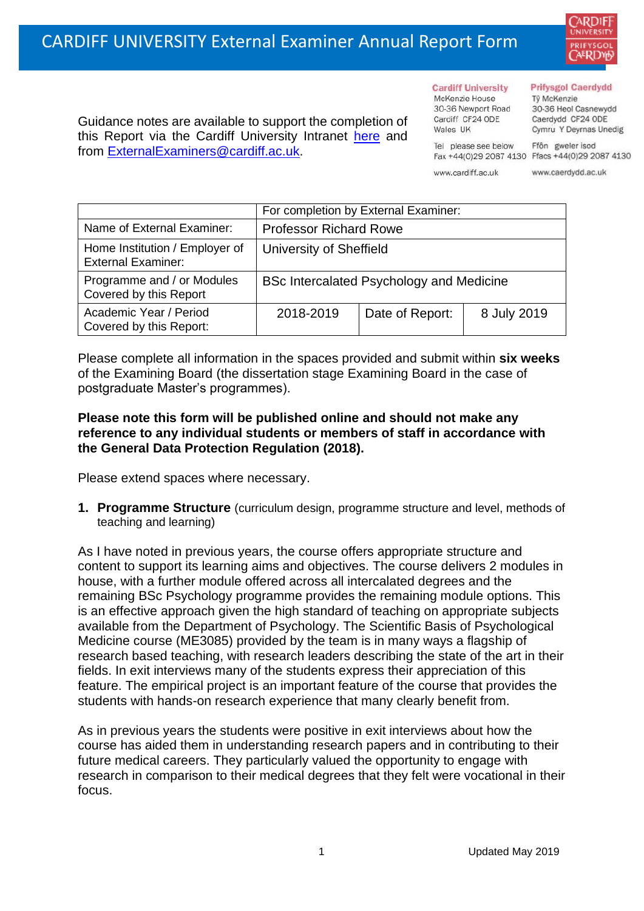# CARDIFF UNIVERSITY External Examiner Annual Report Form

Guidance notes are available to support the completion of this Report via the Cardiff University Intranet here and from ExternalExaminers@cardiff.ac.uk.

**Cardiff University**
McKenzie House
30-36 Newport Road
Cardiff CF24 0DE
Wales UK

Tel please see below
Fax +44(0)29 2087 4130

www.cardiff.ac.uk

**Prifysgol Caerdydd**
Tŷ McKenzie
30-36 Heol Casnewydd
Caerdydd CF24 0DE
Cymru Y Deyrnas Unedig

Ffôn gweler isod
Ffacs +44(0)29 2087 4130

www.caerdydd.ac.uk

| | For completion by External Examiner: | | |
|---|---|---|---|
| Name of External Examiner: | Professor Richard Rowe | | |
| Home Institution / Employer of External Examiner: | University of Sheffield | | |
| Programme and / or Modules Covered by this Report | BSc Intercalated Psychology and Medicine | | |
| Academic Year / Period Covered by this Report: | 2018-2019 | Date of Report: | 8 July 2019 |

Please complete all information in the spaces provided and submit within **six weeks** of the Examining Board (the dissertation stage Examining Board in the case of postgraduate Master's programmes).

**Please note this form will be published online and should not make any reference to any individual students or members of staff in accordance with the General Data Protection Regulation (2018).**

Please extend spaces where necessary.

1. **Programme Structure** (curriculum design, programme structure and level, methods of teaching and learning)

As I have noted in previous years, the course offers appropriate structure and content to support its learning aims and objectives. The course delivers 2 modules in house, with a further module offered across all intercalated degrees and the remaining BSc Psychology programme provides the remaining module options. This is an effective approach given the high standard of teaching on appropriate subjects available from the Department of Psychology. The Scientific Basis of Psychological Medicine course (ME3085) provided by the team is in many ways a flagship of research based teaching, with research leaders describing the state of the art in their fields. In exit interviews many of the students express their appreciation of this feature. The empirical project is an important feature of the course that provides the students with hands-on research experience that many clearly benefit from.

As in previous years the students were positive in exit interviews about how the course has aided them in understanding research papers and in contributing to their future medical careers. They particularly valued the opportunity to engage with research in comparison to their medical degrees that they felt were vocational in their focus.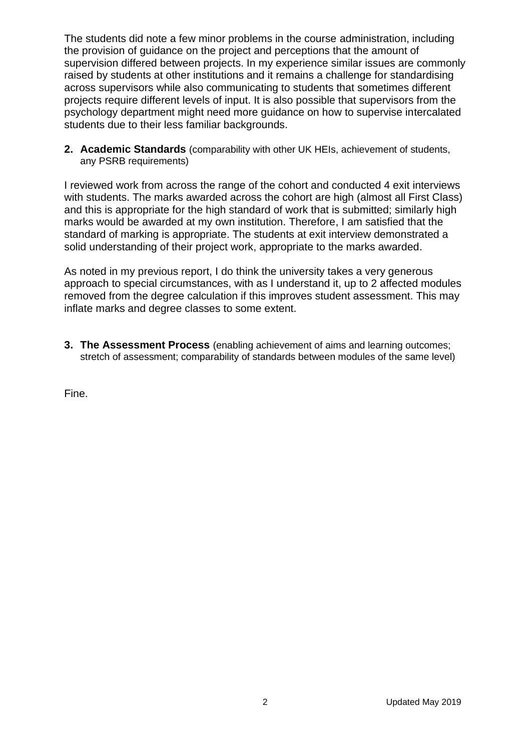The students did note a few minor problems in the course administration, including the provision of guidance on the project and perceptions that the amount of supervision differed between projects. In my experience similar issues are commonly raised by students at other institutions and it remains a challenge for standardising across supervisors while also communicating to students that sometimes different projects require different levels of input. It is also possible that supervisors from the psychology department might need more guidance on how to supervise intercalated students due to their less familiar backgrounds.

2. **Academic Standards** (comparability with other UK HEIs, achievement of students, any PSRB requirements)

I reviewed work from across the range of the cohort and conducted 4 exit interviews with students. The marks awarded across the cohort are high (almost all First Class) and this is appropriate for the high standard of work that is submitted; similarly high marks would be awarded at my own institution. Therefore, I am satisfied that the standard of marking is appropriate. The students at exit interview demonstrated a solid understanding of their project work, appropriate to the marks awarded.

As noted in my previous report, I do think the university takes a very generous approach to special circumstances, with as I understand it, up to 2 affected modules removed from the degree calculation if this improves student assessment. This may inflate marks and degree classes to some extent.

3. **The Assessment Process** (enabling achievement of aims and learning outcomes; stretch of assessment; comparability of standards between modules of the same level)

Fine.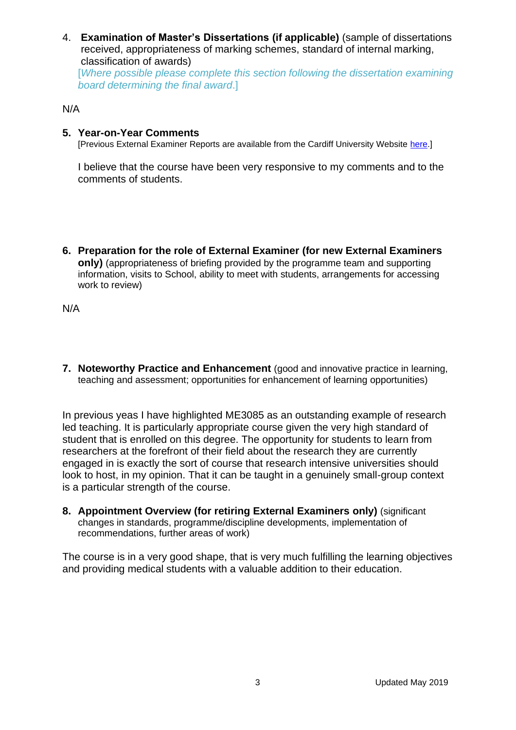4. **Examination of Master's Dissertations (if applicable)** (sample of dissertations received, appropriateness of marking schemes, standard of internal marking, classification of awards)
   *[Where possible please complete this section following the dissertation examining board determining the final award.]*

N/A

5. **Year-on-Year Comments**
   [Previous External Examiner Reports are available from the Cardiff University Website here.]

   I believe that the course have been very responsive to my comments and to the comments of students.

6. **Preparation for the role of External Examiner (for new External Examiners only)** (appropriateness of briefing provided by the programme team and supporting information, visits to School, ability to meet with students, arrangements for accessing work to review)

N/A

7. **Noteworthy Practice and Enhancement** (good and innovative practice in learning, teaching and assessment; opportunities for enhancement of learning opportunities)

In previous yeas I have highlighted ME3085 as an outstanding example of research led teaching. It is particularly appropriate course given the very high standard of student that is enrolled on this degree. The opportunity for students to learn from researchers at the forefront of their field about the research they are currently engaged in is exactly the sort of course that research intensive universities should look to host, in my opinion. That it can be taught in a genuinely small-group context is a particular strength of the course.

8. **Appointment Overview (for retiring External Examiners only)** (significant changes in standards, programme/discipline developments, implementation of recommendations, further areas of work)

The course is in a very good shape, that is very much fulfilling the learning objectives and providing medical students with a valuable addition to their education.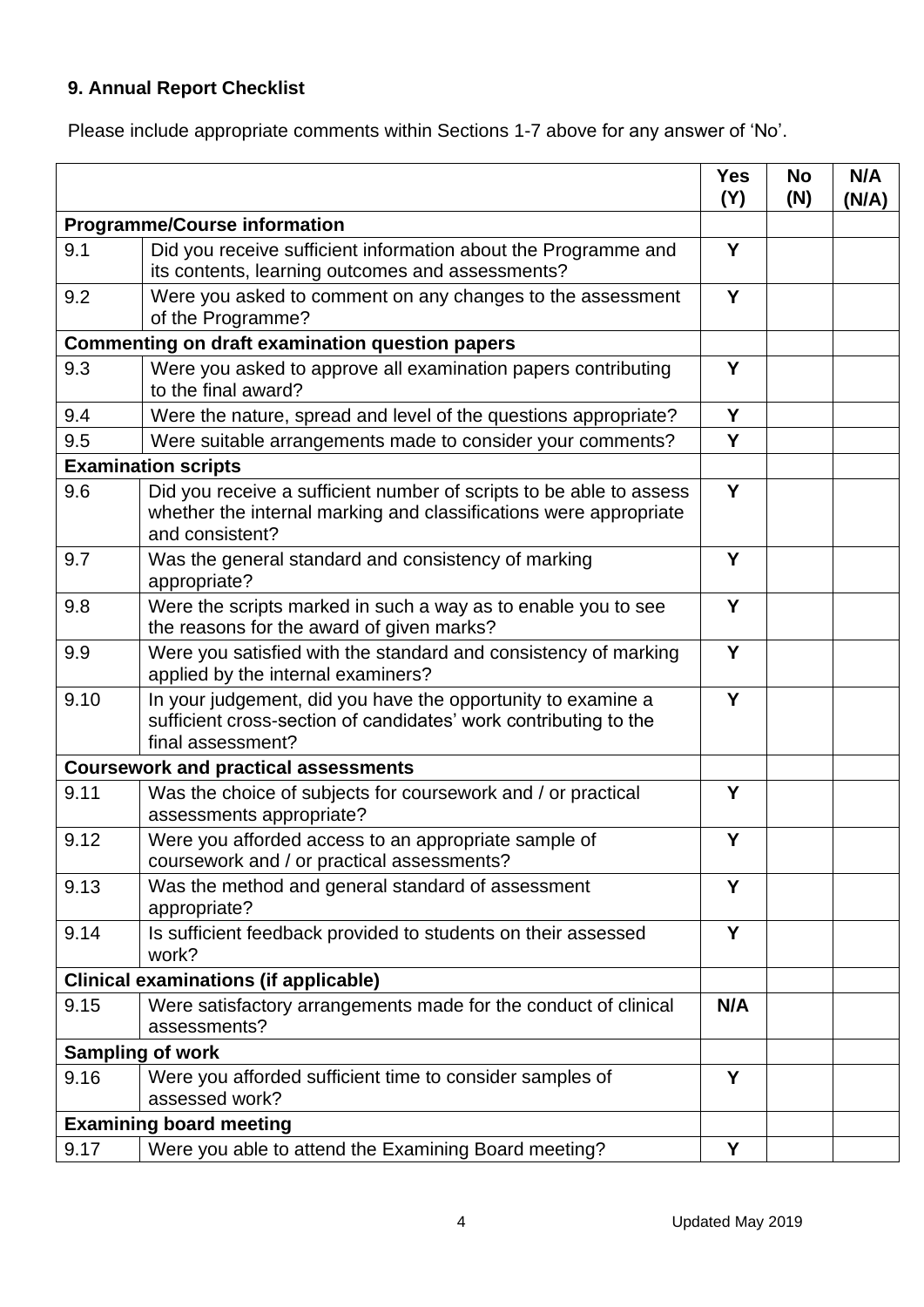## 9. Annual Report Checklist

Please include appropriate comments within Sections 1-7 above for any answer of 'No'.

| | | Yes (Y) | No (N) | N/A (N/A) |
|---|---|---|---|---|
| **Programme/Course information** | | | | |
| 9.1 | Did you receive sufficient information about the Programme and its contents, learning outcomes and assessments? | Y | | |
| 9.2 | Were you asked to comment on any changes to the assessment of the Programme? | Y | | |
| **Commenting on draft examination question papers** | | | | |
| 9.3 | Were you asked to approve all examination papers contributing to the final award? | Y | | |
| 9.4 | Were the nature, spread and level of the questions appropriate? | Y | | |
| 9.5 | Were suitable arrangements made to consider your comments? | Y | | |
| **Examination scripts** | | | | |
| 9.6 | Did you receive a sufficient number of scripts to be able to assess whether the internal marking and classifications were appropriate and consistent? | Y | | |
| 9.7 | Was the general standard and consistency of marking appropriate? | Y | | |
| 9.8 | Were the scripts marked in such a way as to enable you to see the reasons for the award of given marks? | Y | | |
| 9.9 | Were you satisfied with the standard and consistency of marking applied by the internal examiners? | Y | | |
| 9.10 | In your judgement, did you have the opportunity to examine a sufficient cross-section of candidates' work contributing to the final assessment? | Y | | |
| **Coursework and practical assessments** | | | | |
| 9.11 | Was the choice of subjects for coursework and / or practical assessments appropriate? | Y | | |
| 9.12 | Were you afforded access to an appropriate sample of coursework and / or practical assessments? | Y | | |
| 9.13 | Was the method and general standard of assessment appropriate? | Y | | |
| 9.14 | Is sufficient feedback provided to students on their assessed work? | Y | | |
| **Clinical examinations (if applicable)** | | | | |
| 9.15 | Were satisfactory arrangements made for the conduct of clinical assessments? | N/A | | |
| **Sampling of work** | | | | |
| 9.16 | Were you afforded sufficient time to consider samples of assessed work? | Y | | |
| **Examining board meeting** | | | | |
| 9.17 | Were you able to attend the Examining Board meeting? | Y | | |

Updated May 2019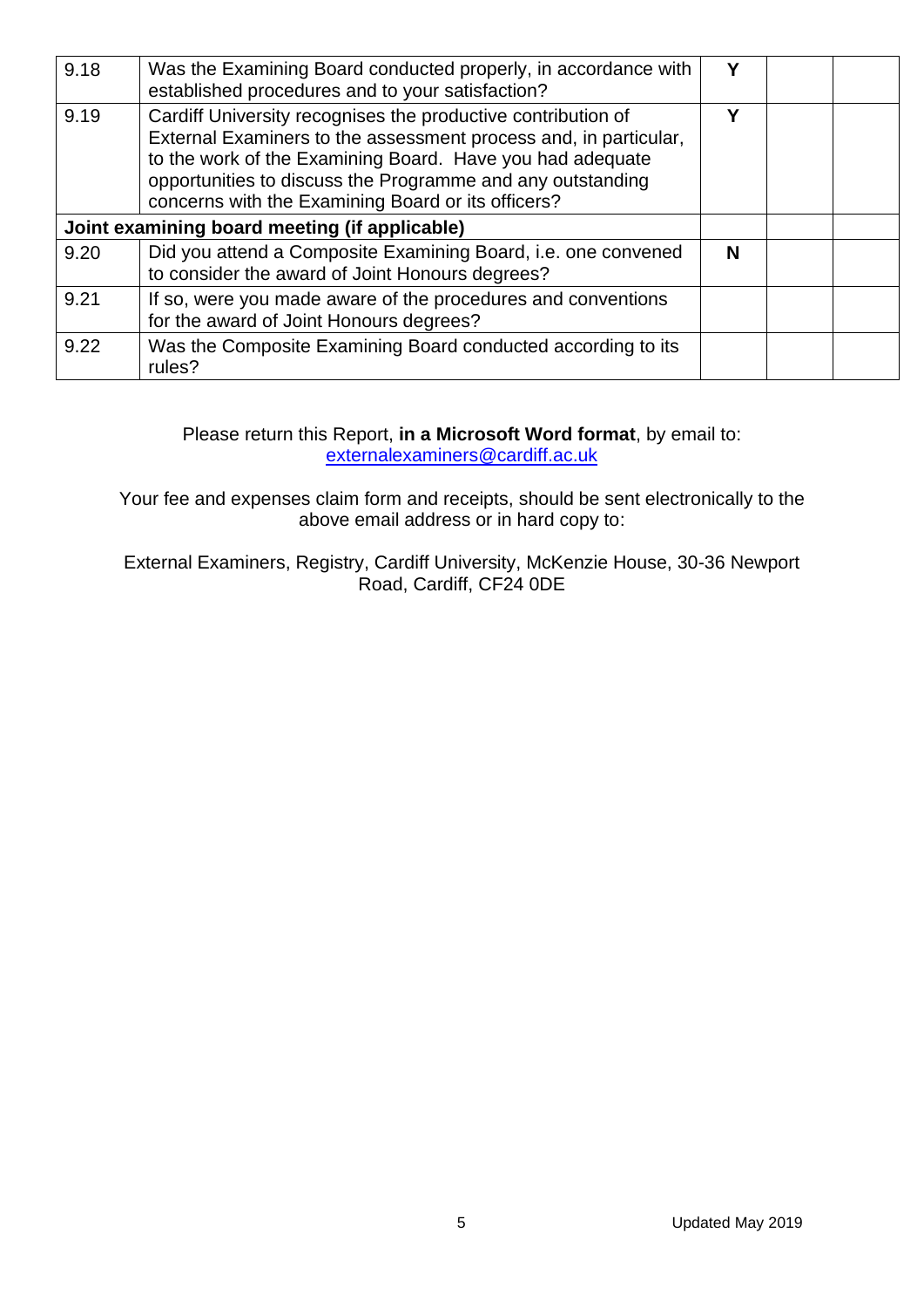| | | | | |
|---|---|---|---|---|
| 9.18 | Was the Examining Board conducted properly, in accordance with established procedures and to your satisfaction? | **Y** | | |
| 9.19 | Cardiff University recognises the productive contribution of External Examiners to the assessment process and, in particular, to the work of the Examining Board. Have you had adequate opportunities to discuss the Programme and any outstanding concerns with the Examining Board or its officers? | **Y** | | |
| **Joint examining board meeting (if applicable)** | | | | |
| 9.20 | Did you attend a Composite Examining Board, i.e. one convened to consider the award of Joint Honours degrees? | **N** | | |
| 9.21 | If so, were you made aware of the procedures and conventions for the award of Joint Honours degrees? | | | |
| 9.22 | Was the Composite Examining Board conducted according to its rules? | | | |

Please return this Report, **in a Microsoft Word format**, by email to: externalexaminers@cardiff.ac.uk

Your fee and expenses claim form and receipts, should be sent electronically to the above email address or in hard copy to:

External Examiners, Registry, Cardiff University, McKenzie House, 30-36 Newport Road, Cardiff, CF24 0DE